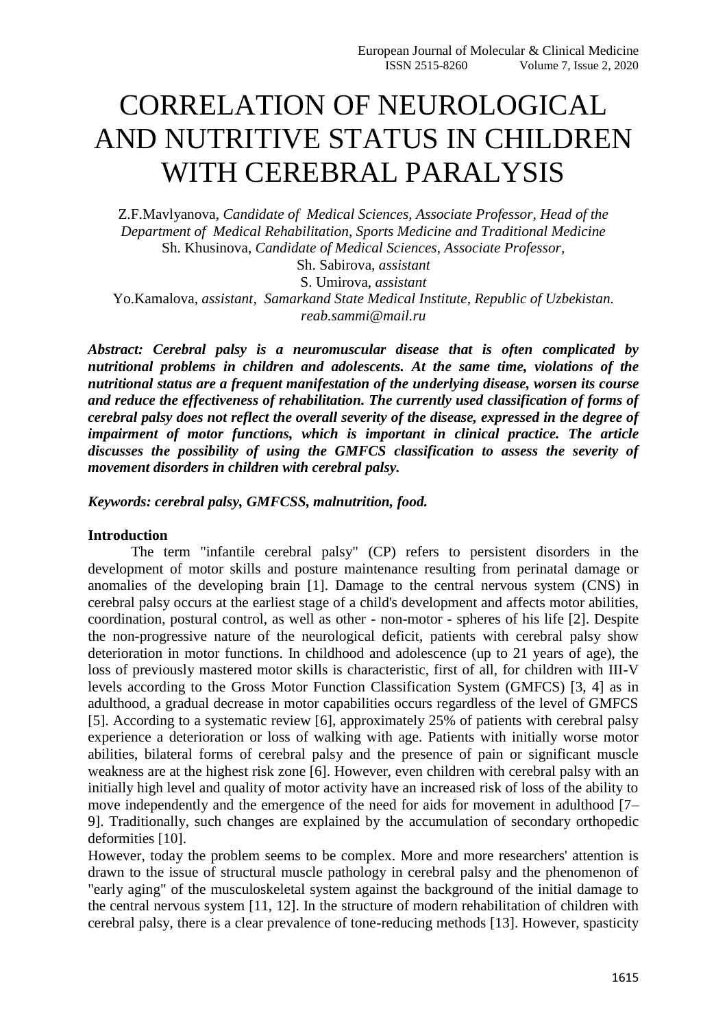// CORRELATION OF NEUROLOGICAL AND NUTRITIVE STATUS IN CHILDREN WITH CEREBRAL PARALYSIS

Z.F.Mavlyanova, *Candidate of Medical Sciences, Associate Professor, Head of the Department of Medical Rehabilitation, Sports Medicine and Traditional Medicine*
Sh. Khusinova, *Candidate of Medical Sciences, Associate Professor,*
Sh. Sabirova, *assistant*
S. Umirova, *assistant*
Yo.Kamalova, *assistant, Samarkand State Medical Institute, Republic of Uzbekistan.*
*reab.sammi@mail.ru*

***Abstract: Cerebral palsy is a neuromuscular disease that is often complicated by nutritional problems in children and adolescents. At the same time, violations of the nutritional status are a frequent manifestation of the underlying disease, worsen its course and reduce the effectiveness of rehabilitation. The currently used classification of forms of cerebral palsy does not reflect the overall severity of the disease, expressed in the degree of impairment of motor functions, which is important in clinical practice. The article discusses the possibility of using the GMFCS classification to assess the severity of movement disorders in children with cerebral palsy.***

***Keywords: cerebral palsy, GMFCSS, malnutrition, food.***

**Introduction**

The term "infantile cerebral palsy" (CP) refers to persistent disorders in the development of motor skills and posture maintenance resulting from perinatal damage or anomalies of the developing brain [1]. Damage to the central nervous system (CNS) in cerebral palsy occurs at the earliest stage of a child's development and affects motor abilities, coordination, postural control, as well as other - non-motor - spheres of his life [2]. Despite the non-progressive nature of the neurological deficit, patients with cerebral palsy show deterioration in motor functions. In childhood and adolescence (up to 21 years of age), the loss of previously mastered motor skills is characteristic, first of all, for children with III-V levels according to the Gross Motor Function Classification System (GMFCS) [3, 4] as in adulthood, a gradual decrease in motor capabilities occurs regardless of the level of GMFCS [5]. According to a systematic review [6], approximately 25% of patients with cerebral palsy experience a deterioration or loss of walking with age. Patients with initially worse motor abilities, bilateral forms of cerebral palsy and the presence of pain or significant muscle weakness are at the highest risk zone [6]. However, even children with cerebral palsy with an initially high level and quality of motor activity have an increased risk of loss of the ability to move independently and the emergence of the need for aids for movement in adulthood [7–9]. Traditionally, such changes are explained by the accumulation of secondary orthopedic deformities [10].

However, today the problem seems to be complex. More and more researchers' attention is drawn to the issue of structural muscle pathology in cerebral palsy and the phenomenon of "early aging" of the musculoskeletal system against the background of the initial damage to the central nervous system [11, 12]. In the structure of modern rehabilitation of children with cerebral palsy, there is a clear prevalence of tone-reducing methods [13]. However, spasticity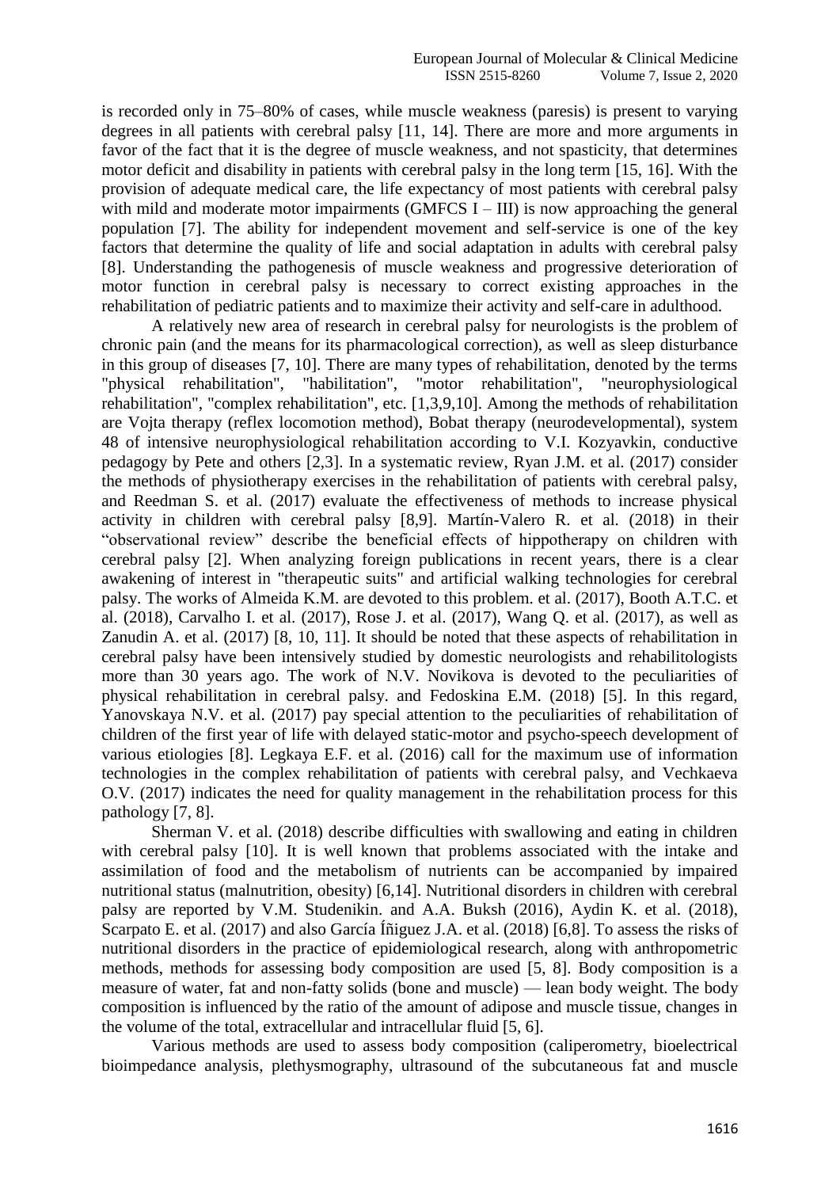is recorded only in 75–80% of cases, while muscle weakness (paresis) is present to varying degrees in all patients with cerebral palsy [11, 14]. There are more and more arguments in favor of the fact that it is the degree of muscle weakness, and not spasticity, that determines motor deficit and disability in patients with cerebral palsy in the long term [15, 16]. With the provision of adequate medical care, the life expectancy of most patients with cerebral palsy with mild and moderate motor impairments (GMFCS I – III) is now approaching the general population [7]. The ability for independent movement and self-service is one of the key factors that determine the quality of life and social adaptation in adults with cerebral palsy [8]. Understanding the pathogenesis of muscle weakness and progressive deterioration of motor function in cerebral palsy is necessary to correct existing approaches in the rehabilitation of pediatric patients and to maximize their activity and self-care in adulthood.

A relatively new area of research in cerebral palsy for neurologists is the problem of chronic pain (and the means for its pharmacological correction), as well as sleep disturbance in this group of diseases [7, 10]. There are many types of rehabilitation, denoted by the terms "physical rehabilitation", "habilitation", "motor rehabilitation", "neurophysiological rehabilitation", "complex rehabilitation", etc. [1,3,9,10]. Among the methods of rehabilitation are Vojta therapy (reflex locomotion method), Bobat therapy (neurodevelopmental), system 48 of intensive neurophysiological rehabilitation according to V.I. Kozyavkin, conductive pedagogy by Pete and others [2,3]. In a systematic review, Ryan J.M. et al. (2017) consider the methods of physiotherapy exercises in the rehabilitation of patients with cerebral palsy, and Reedman S. et al. (2017) evaluate the effectiveness of methods to increase physical activity in children with cerebral palsy [8,9]. Martín-Valero R. et al. (2018) in their "observational review" describe the beneficial effects of hippotherapy on children with cerebral palsy [2]. When analyzing foreign publications in recent years, there is a clear awakening of interest in "therapeutic suits" and artificial walking technologies for cerebral palsy. The works of Almeida K.M. are devoted to this problem. et al. (2017), Booth A.T.C. et al. (2018), Carvalho I. et al. (2017), Rose J. et al. (2017), Wang Q. et al. (2017), as well as Zanudin A. et al. (2017) [8, 10, 11]. It should be noted that these aspects of rehabilitation in cerebral palsy have been intensively studied by domestic neurologists and rehabilitologists more than 30 years ago. The work of N.V. Novikova is devoted to the peculiarities of physical rehabilitation in cerebral palsy. and Fedoskina E.M. (2018) [5]. In this regard, Yanovskaya N.V. et al. (2017) pay special attention to the peculiarities of rehabilitation of children of the first year of life with delayed static-motor and psycho-speech development of various etiologies [8]. Legkaya E.F. et al. (2016) call for the maximum use of information technologies in the complex rehabilitation of patients with cerebral palsy, and Vechkaeva O.V. (2017) indicates the need for quality management in the rehabilitation process for this pathology [7, 8].

Sherman V. et al. (2018) describe difficulties with swallowing and eating in children with cerebral palsy [10]. It is well known that problems associated with the intake and assimilation of food and the metabolism of nutrients can be accompanied by impaired nutritional status (malnutrition, obesity) [6,14]. Nutritional disorders in children with cerebral palsy are reported by V.M. Studenikin. and A.A. Buksh (2016), Aydin K. et al. (2018), Scarpato E. et al. (2017) and also García Íñiguez J.A. et al. (2018) [6,8]. To assess the risks of nutritional disorders in the practice of epidemiological research, along with anthropometric methods, methods for assessing body composition are used [5, 8]. Body composition is a measure of water, fat and non-fatty solids (bone and muscle) — lean body weight. The body composition is influenced by the ratio of the amount of adipose and muscle tissue, changes in the volume of the total, extracellular and intracellular fluid [5, 6].

Various methods are used to assess body composition (caliperometry, bioelectrical bioimpedance analysis, plethysmography, ultrasound of the subcutaneous fat and muscle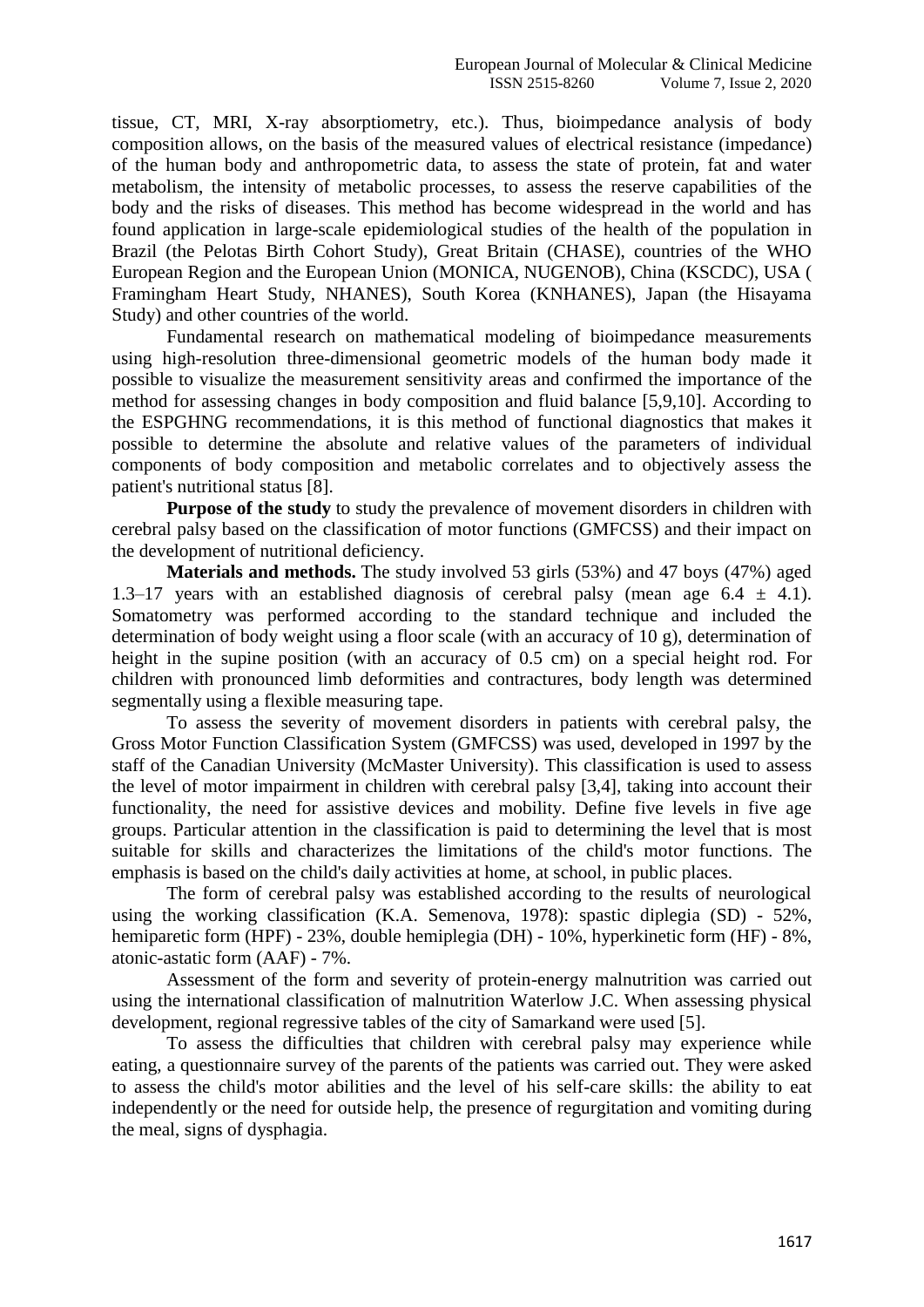tissue, CT, MRI, X-ray absorptiometry, etc.). Thus, bioimpedance analysis of body composition allows, on the basis of the measured values of electrical resistance (impedance) of the human body and anthropometric data, to assess the state of protein, fat and water metabolism, the intensity of metabolic processes, to assess the reserve capabilities of the body and the risks of diseases. This method has become widespread in the world and has found application in large-scale epidemiological studies of the health of the population in Brazil (the Pelotas Birth Cohort Study), Great Britain (CHASE), countries of the WHO European Region and the European Union (MONICA, NUGENOB), China (KSCDC), USA ( Framingham Heart Study, NHANES), South Korea (KNHANES), Japan (the Hisayama Study) and other countries of the world.

Fundamental research on mathematical modeling of bioimpedance measurements using high-resolution three-dimensional geometric models of the human body made it possible to visualize the measurement sensitivity areas and confirmed the importance of the method for assessing changes in body composition and fluid balance [5,9,10]. According to the ESPGHNG recommendations, it is this method of functional diagnostics that makes it possible to determine the absolute and relative values of the parameters of individual components of body composition and metabolic correlates and to objectively assess the patient's nutritional status [8].

**Purpose of the study** to study the prevalence of movement disorders in children with cerebral palsy based on the classification of motor functions (GMFCSS) and their impact on the development of nutritional deficiency.

**Materials and methods.** The study involved 53 girls (53%) and 47 boys (47%) aged 1.3–17 years with an established diagnosis of cerebral palsy (mean age 6.4 ± 4.1). Somatometry was performed according to the standard technique and included the determination of body weight using a floor scale (with an accuracy of 10 g), determination of height in the supine position (with an accuracy of 0.5 cm) on a special height rod. For children with pronounced limb deformities and contractures, body length was determined segmentally using a flexible measuring tape.

To assess the severity of movement disorders in patients with cerebral palsy, the Gross Motor Function Classification System (GMFCSS) was used, developed in 1997 by the staff of the Canadian University (McMaster University). This classification is used to assess the level of motor impairment in children with cerebral palsy [3,4], taking into account their functionality, the need for assistive devices and mobility. Define five levels in five age groups. Particular attention in the classification is paid to determining the level that is most suitable for skills and characterizes the limitations of the child's motor functions. The emphasis is based on the child's daily activities at home, at school, in public places.

The form of cerebral palsy was established according to the results of neurological using the working classification (K.A. Semenova, 1978): spastic diplegia (SD) - 52%, hemiparetic form (HPF) - 23%, double hemiplegia (DH) - 10%, hyperkinetic form (HF) - 8%, atonic-astatic form (AAF) - 7%.

Assessment of the form and severity of protein-energy malnutrition was carried out using the international classification of malnutrition Waterlow J.C. When assessing physical development, regional regressive tables of the city of Samarkand were used [5].

To assess the difficulties that children with cerebral palsy may experience while eating, a questionnaire survey of the parents of the patients was carried out. They were asked to assess the child's motor abilities and the level of his self-care skills: the ability to eat independently or the need for outside help, the presence of regurgitation and vomiting during the meal, signs of dysphagia.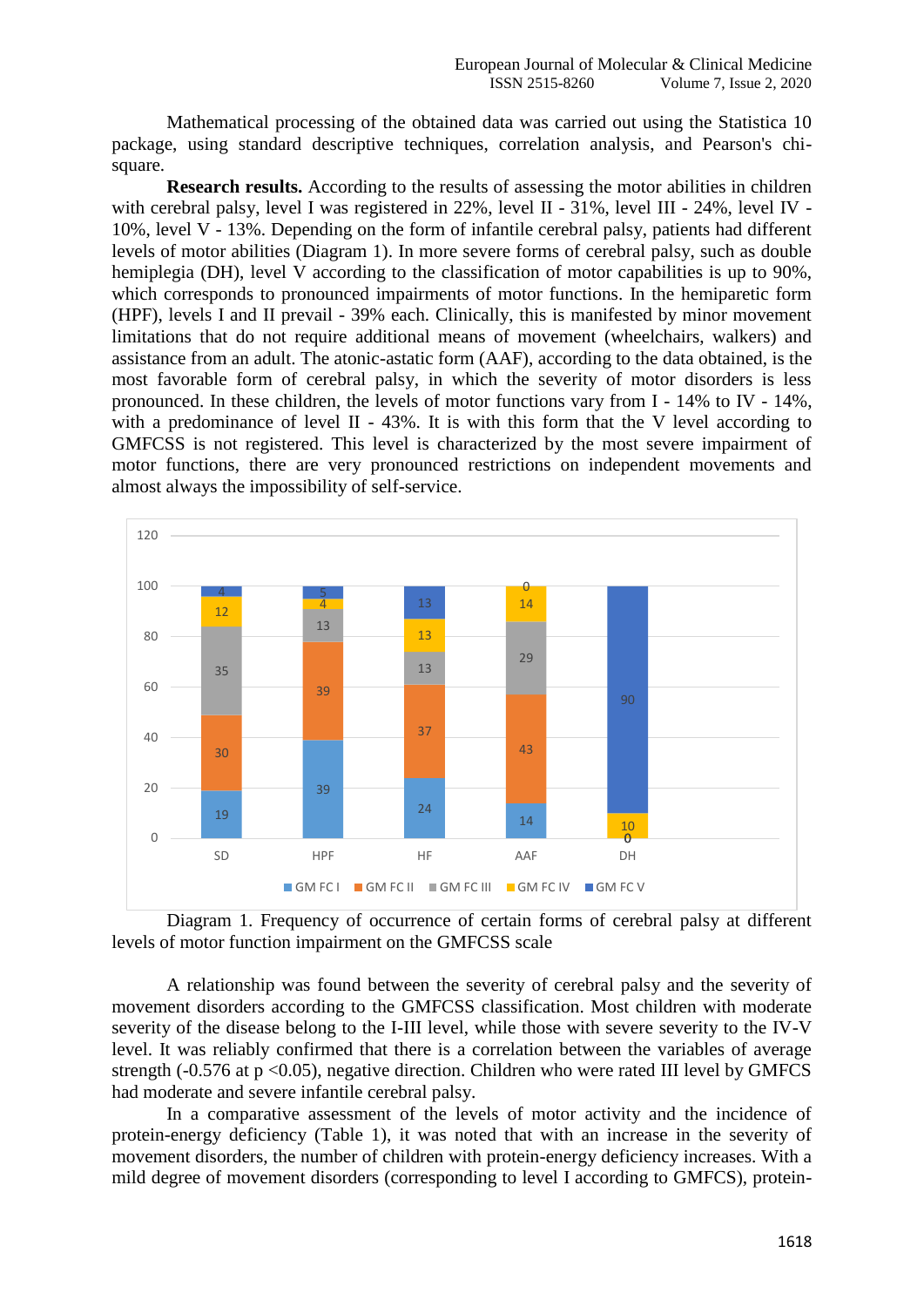Mathematical processing of the obtained data was carried out using the Statistica 10 package, using standard descriptive techniques, correlation analysis, and Pearson's chi-square.

**Research results.** According to the results of assessing the motor abilities in children with cerebral palsy, level I was registered in 22%, level II - 31%, level III - 24%, level IV - 10%, level V - 13%. Depending on the form of infantile cerebral palsy, patients had different levels of motor abilities (Diagram 1). In more severe forms of cerebral palsy, such as double hemiplegia (DH), level V according to the classification of motor capabilities is up to 90%, which corresponds to pronounced impairments of motor functions. In the hemiparetic form (HPF), levels I and II prevail - 39% each. Clinically, this is manifested by minor movement limitations that do not require additional means of movement (wheelchairs, walkers) and assistance from an adult. The atonic-astatic form (AAF), according to the data obtained, is the most favorable form of cerebral palsy, in which the severity of motor disorders is less pronounced. In these children, the levels of motor functions vary from I - 14% to IV - 14%, with a predominance of level II - 43%. It is with this form that the V level according to GMFCSS is not registered. This level is characterized by the most severe impairment of motor functions, there are very pronounced restrictions on independent movements and almost always the impossibility of self-service.

| | SD | HPF | HF | AAF | DH |
|---|---|---|---|---|---|
| GM FC I | 19 | 39 | 24 | 14 | 0 |
| GM FC II | 30 | 39 | 37 | 43 | 0 |
| GM FC III | 35 | 13 | 13 | 29 | 0 |
| GM FC IV | 12 | 4 | 13 | 14 | 10 |
| GM FC V | 4 | 5 | 13 | 0 | 90 |

Diagram 1. Frequency of occurrence of certain forms of cerebral palsy at different levels of motor function impairment on the GMFCSS scale

A relationship was found between the severity of cerebral palsy and the severity of movement disorders according to the GMFCSS classification. Most children with moderate severity of the disease belong to the I-III level, while those with severe severity to the IV-V level. It was reliably confirmed that there is a correlation between the variables of average strength (-0.576 at $p < 0.05$), negative direction. Children who were rated III level by GMFCS had moderate and severe infantile cerebral palsy.

In a comparative assessment of the levels of motor activity and the incidence of protein-energy deficiency (Table 1), it was noted that with an increase in the severity of movement disorders, the number of children with protein-energy deficiency increases. With a mild degree of movement disorders (corresponding to level I according to GMFCS), protein-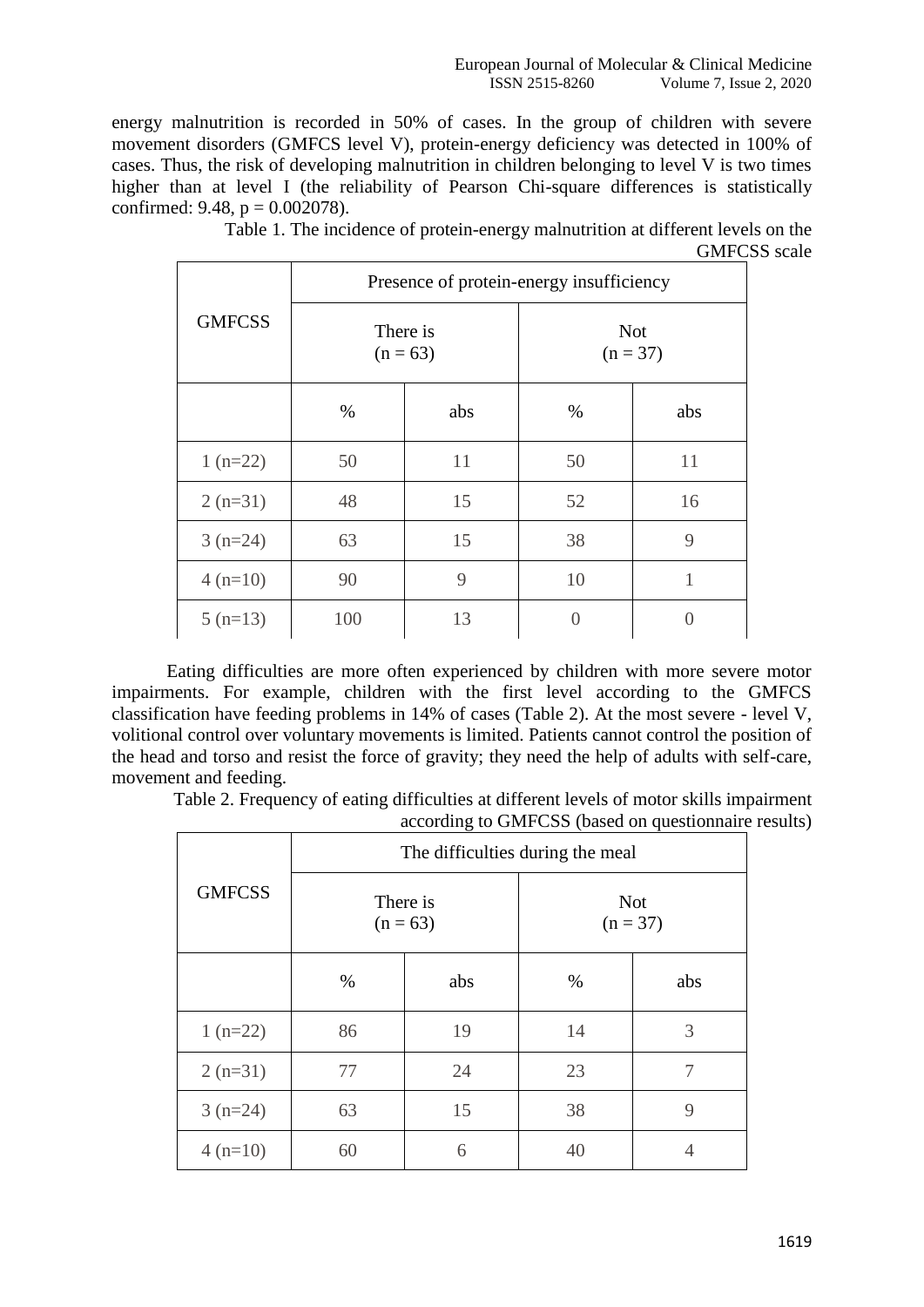energy malnutrition is recorded in 50% of cases. In the group of children with severe movement disorders (GMFCS level V), protein-energy deficiency was detected in 100% of cases. Thus, the risk of developing malnutrition in children belonging to level V is two times higher than at level I (the reliability of Pearson Chi-square differences is statistically confirmed: 9.48, $p = 0.002078$).

Table 1. The incidence of protein-energy malnutrition at different levels on the GMFCSS scale

| GMFCSS | Presence of protein-energy insufficiency | | | |
|---|---|---|---|---|
| | There is (n = 63) | | Not (n = 37) | |
| | % | abs | % | abs |
| 1 (n=22) | 50 | 11 | 50 | 11 |
| 2 (n=31) | 48 | 15 | 52 | 16 |
| 3 (n=24) | 63 | 15 | 38 | 9 |
| 4 (n=10) | 90 | 9 | 10 | 1 |
| 5 (n=13) | 100 | 13 | 0 | 0 |

Eating difficulties are more often experienced by children with more severe motor impairments. For example, children with the first level according to the GMFCS classification have feeding problems in 14% of cases (Table 2). At the most severe - level V, volitional control over voluntary movements is limited. Patients cannot control the position of the head and torso and resist the force of gravity; they need the help of adults with self-care, movement and feeding.

Table 2. Frequency of eating difficulties at different levels of motor skills impairment according to GMFCSS (based on questionnaire results)

| GMFCSS | The difficulties during the meal | | | |
|---|---|---|---|---|
| | There is (n = 63) | | Not (n = 37) | |
| | % | abs | % | abs |
| 1 (n=22) | 86 | 19 | 14 | 3 |
| 2 (n=31) | 77 | 24 | 23 | 7 |
| 3 (n=24) | 63 | 15 | 38 | 9 |
| 4 (n=10) | 60 | 6 | 40 | 4 |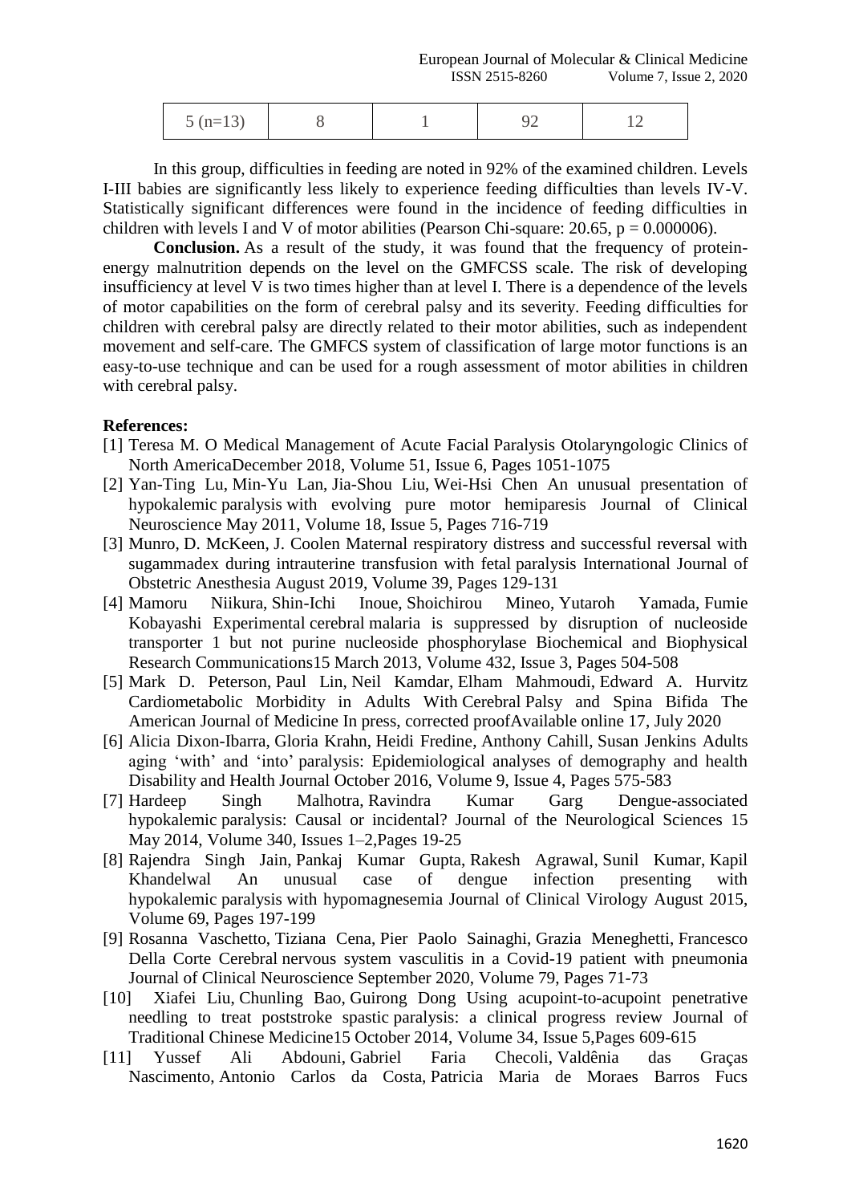| 5 (n=13) | 8 | 1 | 92 | 12 |
|---|---|---|---|---|

In this group, difficulties in feeding are noted in 92% of the examined children. Levels I-III babies are significantly less likely to experience feeding difficulties than levels IV-V. Statistically significant differences were found in the incidence of feeding difficulties in children with levels I and V of motor abilities (Pearson Chi-square: 20.65, $p = 0.000006$).

**Conclusion.** As a result of the study, it was found that the frequency of protein-energy malnutrition depends on the level on the GMFCSS scale. The risk of developing insufficiency at level V is two times higher than at level I. There is a dependence of the levels of motor capabilities on the form of cerebral palsy and its severity. Feeding difficulties for children with cerebral palsy are directly related to their motor abilities, such as independent movement and self-care. The GMFCS system of classification of large motor functions is an easy-to-use technique and can be used for a rough assessment of motor abilities in children with cerebral palsy.

**References:**

[1] Teresa M. O Medical Management of Acute Facial Paralysis Otolaryngologic Clinics of North AmericaDecember 2018, Volume 51, Issue 6, Pages 1051-1075

[2] Yan-Ting Lu, Min-Yu Lan, Jia-Shou Liu, Wei-Hsi Chen An unusual presentation of hypokalemic paralysis with evolving pure motor hemiparesis Journal of Clinical Neuroscience May 2011, Volume 18, Issue 5, Pages 716-719

[3] Munro, D. McKeen, J. Coolen Maternal respiratory distress and successful reversal with sugammadex during intrauterine transfusion with fetal paralysis International Journal of Obstetric Anesthesia August 2019, Volume 39, Pages 129-131

[4] Mamoru Niikura, Shin-Ichi Inoue, Shoichirou Mineo, Yutaroh Yamada, Fumie Kobayashi Experimental cerebral malaria is suppressed by disruption of nucleoside transporter 1 but not purine nucleoside phosphorylase Biochemical and Biophysical Research Communications15 March 2013, Volume 432, Issue 3, Pages 504-508

[5] Mark D. Peterson, Paul Lin, Neil Kamdar, Elham Mahmoudi, Edward A. Hurvitz Cardiometabolic Morbidity in Adults With Cerebral Palsy and Spina Bifida The American Journal of Medicine In press, corrected proofAvailable online 17, July 2020

[6] Alicia Dixon-Ibarra, Gloria Krahn, Heidi Fredine, Anthony Cahill, Susan Jenkins Adults aging 'with' and 'into' paralysis: Epidemiological analyses of demography and health Disability and Health Journal October 2016, Volume 9, Issue 4, Pages 575-583

[7] Hardeep Singh Malhotra, Ravindra Kumar Garg Dengue-associated hypokalemic paralysis: Causal or incidental? Journal of the Neurological Sciences 15 May 2014, Volume 340, Issues 1–2,Pages 19-25

[8] Rajendra Singh Jain, Pankaj Kumar Gupta, Rakesh Agrawal, Sunil Kumar, Kapil Khandelwal An unusual case of dengue infection presenting with hypokalemic paralysis with hypomagnesemia Journal of Clinical Virology August 2015, Volume 69, Pages 197-199

[9] Rosanna Vaschetto, Tiziana Cena, Pier Paolo Sainaghi, Grazia Meneghetti, Francesco Della Corte Cerebral nervous system vasculitis in a Covid-19 patient with pneumonia Journal of Clinical Neuroscience September 2020, Volume 79, Pages 71-73

[10] Xiafei Liu, Chunling Bao, Guirong Dong Using acupoint-to-acupoint penetrative needling to treat poststroke spastic paralysis: a clinical progress review Journal of Traditional Chinese Medicine15 October 2014, Volume 34, Issue 5,Pages 609-615

[11] Yussef Ali Abdouni, Gabriel Faria Checoli, Valdênia das Graças Nascimento, Antonio Carlos da Costa, Patricia Maria de Moraes Barros Fucs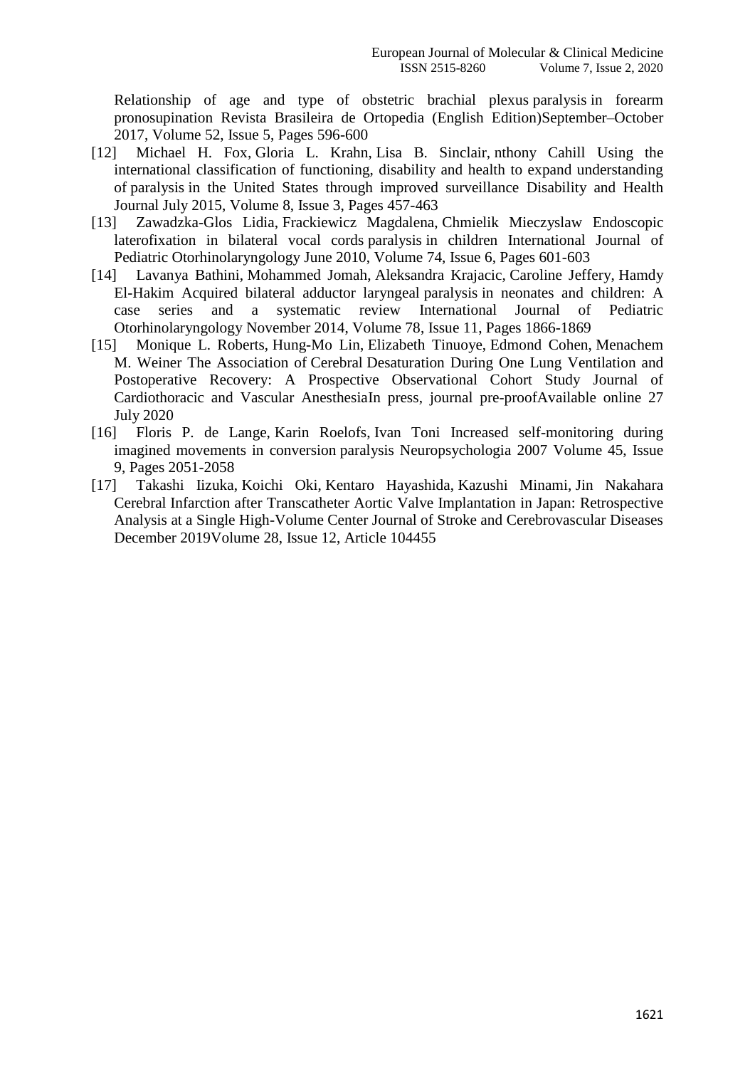Relationship of age and type of obstetric brachial plexus paralysis in forearm pronosupination Revista Brasileira de Ortopedia (English Edition)September–October 2017, Volume 52, Issue 5, Pages 596-600

[12] Michael H. Fox, Gloria L. Krahn, Lisa B. Sinclair, nthony Cahill Using the international classification of functioning, disability and health to expand understanding of paralysis in the United States through improved surveillance Disability and Health Journal July 2015, Volume 8, Issue 3, Pages 457-463

[13] Zawadzka-Glos Lidia, Frackiewicz Magdalena, Chmielik Mieczyslaw Endoscopic laterofixation in bilateral vocal cords paralysis in children International Journal of Pediatric Otorhinolaryngology June 2010, Volume 74, Issue 6, Pages 601-603

[14] Lavanya Bathini, Mohammed Jomah, Aleksandra Krajacic, Caroline Jeffery, Hamdy El-Hakim Acquired bilateral adductor laryngeal paralysis in neonates and children: A case series and a systematic review International Journal of Pediatric Otorhinolaryngology November 2014, Volume 78, Issue 11, Pages 1866-1869

[15] Monique L. Roberts, Hung-Mo Lin, Elizabeth Tinuoye, Edmond Cohen, Menachem M. Weiner The Association of Cerebral Desaturation During One Lung Ventilation and Postoperative Recovery: A Prospective Observational Cohort Study Journal of Cardiothoracic and Vascular AnesthesiaIn press, journal pre-proofAvailable online 27 July 2020

[16] Floris P. de Lange, Karin Roelofs, Ivan Toni Increased self-monitoring during imagined movements in conversion paralysis Neuropsychologia 2007 Volume 45, Issue 9, Pages 2051-2058

[17] Takashi Iizuka, Koichi Oki, Kentaro Hayashida, Kazushi Minami, Jin Nakahara Cerebral Infarction after Transcatheter Aortic Valve Implantation in Japan: Retrospective Analysis at a Single High-Volume Center Journal of Stroke and Cerebrovascular Diseases December 2019Volume 28, Issue 12, Article 104455